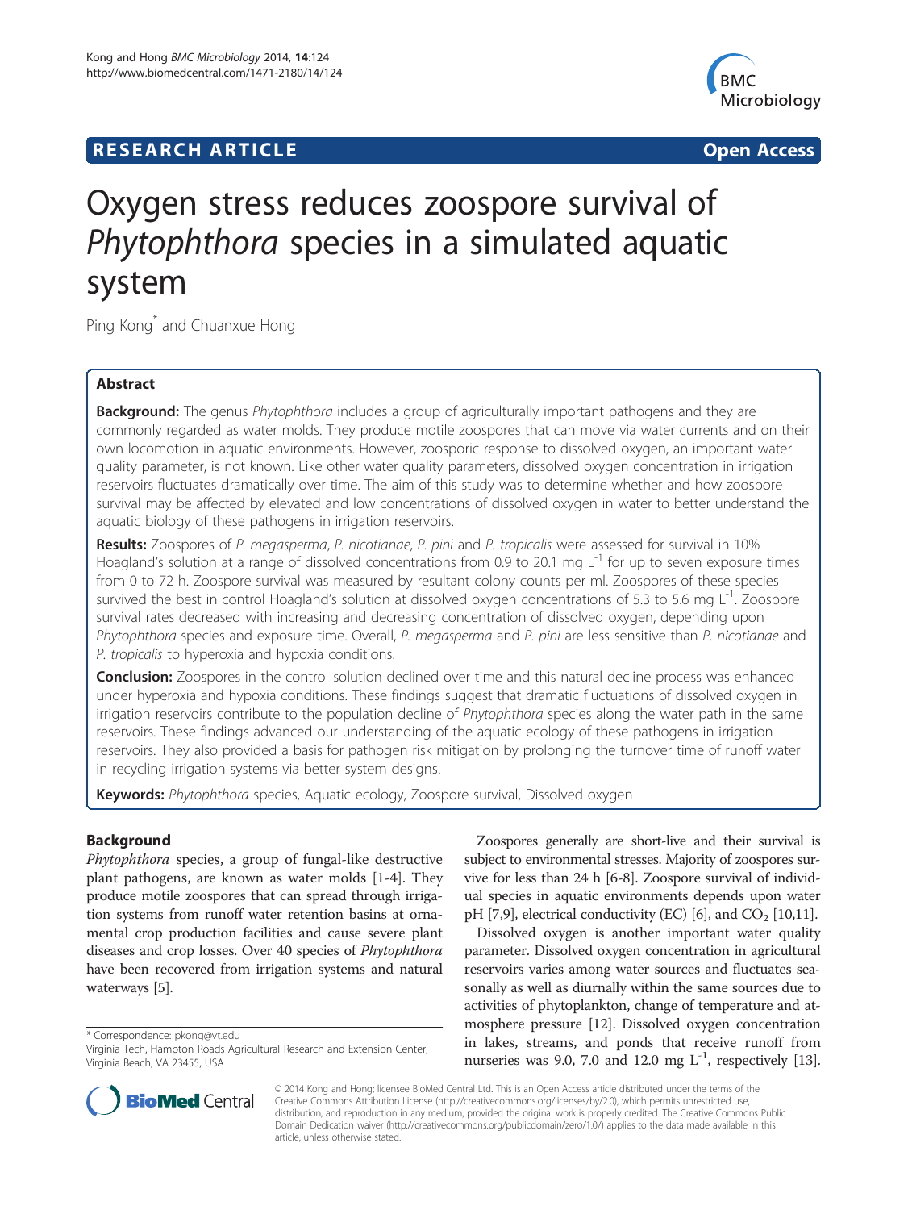# Oxygen stress reduces zoospore survival of *Phytophthora* species in a simulated aquatic system

Ping Kong* and Chuanxue Hong

## Abstract

**Background:** The genus *Phytophthora* includes a group of agriculturally important pathogens and they are commonly regarded as water molds. They produce motile zoospores that can move via water currents and on their own locomotion in aquatic environments. However, zoosporic response to dissolved oxygen, an important water quality parameter, is not known. Like other water quality parameters, dissolved oxygen concentration in irrigation reservoirs fluctuates dramatically over time. The aim of this study was to determine whether and how zoospore survival may be affected by elevated and low concentrations of dissolved oxygen in water to better understand the aquatic biology of these pathogens in irrigation reservoirs.

**Results:** Zoospores of *P. megasperma*, *P. nicotianae*, *P. pini* and *P. tropicalis* were assessed for survival in 10% Hoagland's solution at a range of dissolved concentrations from 0.9 to 20.1 mg $L^{-1}$ for up to seven exposure times from 0 to 72 h. Zoospore survival was measured by resultant colony counts per ml. Zoospores of these species survived the best in control Hoagland's solution at dissolved oxygen concentrations of 5.3 to 5.6 mg $L^{-1}$. Zoospore survival rates decreased with increasing and decreasing concentration of dissolved oxygen, depending upon *Phytophthora* species and exposure time. Overall, *P. megasperma* and *P. pini* are less sensitive than *P. nicotianae* and *P. tropicalis* to hyperoxia and hypoxia conditions.

**Conclusion:** Zoospores in the control solution declined over time and this natural decline process was enhanced under hyperoxia and hypoxia conditions. These findings suggest that dramatic fluctuations of dissolved oxygen in irrigation reservoirs contribute to the population decline of *Phytophthora* species along the water path in the same reservoirs. These findings advanced our understanding of the aquatic ecology of these pathogens in irrigation reservoirs. They also provided a basis for pathogen risk mitigation by prolonging the turnover time of runoff water in recycling irrigation systems via better system designs.

**Keywords:** *Phytophthora* species, Aquatic ecology, Zoospore survival, Dissolved oxygen

## Background

*Phytophthora* species, a group of fungal-like destructive plant pathogens, are known as water molds [1-4]. They produce motile zoospores that can spread through irrigation systems from runoff water retention basins at ornamental crop production facilities and cause severe plant diseases and crop losses. Over 40 species of *Phytophthora* have been recovered from irrigation systems and natural waterways [5].

Zoospores generally are short-live and their survival is subject to environmental stresses. Majority of zoospores survive for less than 24 h [6-8]. Zoospore survival of individual species in aquatic environments depends upon water pH [7,9], electrical conductivity (EC) [6], and $CO_2$ [10,11].

Dissolved oxygen is another important water quality parameter. Dissolved oxygen concentration in agricultural reservoirs varies among water sources and fluctuates seasonally as well as diurnally within the same sources due to activities of phytoplankton, change of temperature and atmosphere pressure [12]. Dissolved oxygen concentration in lakes, streams, and ponds that receive runoff from nurseries was 9.0, 7.0 and 12.0 mg $L^{-1}$, respectively [13].

* Correspondence: pkong@vt.edu
Virginia Tech, Hampton Roads Agricultural Research and Extension Center, Virginia Beach, VA 23455, USA

© 2014 Kong and Hong; licensee BioMed Central Ltd. This is an Open Access article distributed under the terms of the Creative Commons Attribution License (http://creativecommons.org/licenses/by/2.0), which permits unrestricted use, distribution, and reproduction in any medium, provided the original work is properly credited. The Creative Commons Public Domain Dedication waiver (http://creativecommons.org/publicdomain/zero/1.0/) applies to the data made available in this article, unless otherwise stated.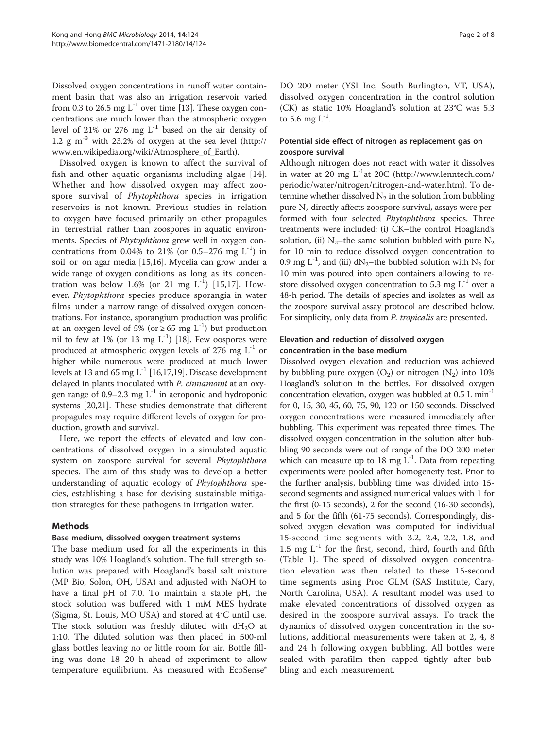Dissolved oxygen concentrations in runoff water containment basin that was also an irrigation reservoir varied from 0.3 to 26.5 mg $L^{-1}$ over time [13]. These oxygen concentrations are much lower than the atmospheric oxygen level of 21% or 276 mg $L^{-1}$ based on the air density of 1.2 g $m^{-3}$ with 23.2% of oxygen at the sea level (http://www.en.wikipedia.org/wiki/Atmosphere_of_Earth).

Dissolved oxygen is known to affect the survival of fish and other aquatic organisms including algae [14]. Whether and how dissolved oxygen may affect zoospore survival of *Phytophthora* species in irrigation reservoirs is not known. Previous studies in relation to oxygen have focused primarily on other propagules in terrestrial rather than zoospores in aquatic environments. Species of *Phytophthora* grew well in oxygen concentrations from 0.04% to 21% (or 0.5–276 mg $L^{-1}$) in soil or on agar media [15,16]. Mycelia can grow under a wide range of oxygen conditions as long as its concentration was below 1.6% (or 21 mg $L^{-1}$) [15,17]. However, *Phytophthora* species produce sporangia in water films under a narrow range of dissolved oxygen concentrations. For instance, sporangium production was prolific at an oxygen level of 5% (or ≥ 65 mg $L^{-1}$) but production nil to few at 1% (or 13 mg $L^{-1}$) [18]. Few oospores were produced at atmospheric oxygen levels of 276 mg $L^{-1}$ or higher while numerous were produced at much lower levels at 13 and 65 mg $L^{-1}$ [16,17,19]. Disease development delayed in plants inoculated with *P. cinnamomi* at an oxygen range of 0.9–2.3 mg $L^{-1}$ in aeroponic and hydroponic systems [20,21]. These studies demonstrate that different propagules may require different levels of oxygen for production, growth and survival.

Here, we report the effects of elevated and low concentrations of dissolved oxygen in a simulated aquatic system on zoospore survival for several *Phytophthora* species. The aim of this study was to develop a better understanding of aquatic ecology of *Phytophthora* species, establishing a base for devising sustainable mitigation strategies for these pathogens in irrigation water.

## Methods

### Base medium, dissolved oxygen treatment systems

The base medium used for all the experiments in this study was 10% Hoagland's solution. The full strength solution was prepared with Hoagland's basal salt mixture (MP Bio, Solon, OH, USA) and adjusted with NaOH to have a final pH of 7.0. To maintain a stable pH, the stock solution was buffered with 1 mM MES hydrate (Sigma, St. Louis, MO USA) and stored at 4°C until use. The stock solution was freshly diluted with $dH_2O$ at 1:10. The diluted solution was then placed in 500-ml glass bottles leaving no or little room for air. Bottle filling was done 18–20 h ahead of experiment to allow temperature equilibrium. As measured with EcoSense® DO 200 meter (YSI Inc, South Burlington, VT, USA), dissolved oxygen concentration in the control solution (CK) as static 10% Hoagland's solution at 23°C was 5.3 to 5.6 mg $L^{-1}$.

### Potential side effect of nitrogen as replacement gas on zoospore survival

Although nitrogen does not react with water it dissolves in water at 20 mg $L^{-1}$at 20C (http://www.lenntech.com/periodic/water/nitrogen/nitrogen-and-water.htm). To determine whether dissolved $N_2$ in the solution from bubbling pure $N_2$ directly affects zoospore survival, assays were performed with four selected *Phytophthora* species. Three treatments were included: (i) CK–the control Hoagland's solution, (ii) $N_2$–the same solution bubbled with pure $N_2$ for 10 min to reduce dissolved oxygen concentration to 0.9 mg $L^{-1}$, and (iii) $dN_2$–the bubbled solution with $N_2$ for 10 min was poured into open containers allowing to restore dissolved oxygen concentration to 5.3 mg $L^{-1}$ over a 48-h period. The details of species and isolates as well as the zoospore survival assay protocol are described below. For simplicity, only data from *P. tropicalis* are presented.

### Elevation and reduction of dissolved oxygen concentration in the base medium

Dissolved oxygen elevation and reduction was achieved by bubbling pure oxygen ($O_2$) or nitrogen ($N_2$) into 10% Hoagland's solution in the bottles. For dissolved oxygen concentration elevation, oxygen was bubbled at 0.5 L $min^{-1}$ for 0, 15, 30, 45, 60, 75, 90, 120 or 150 seconds. Dissolved oxygen concentrations were measured immediately after bubbling. This experiment was repeated three times. The dissolved oxygen concentration in the solution after bubbling 90 seconds were out of range of the DO 200 meter which can measure up to 18 mg $L^{-1}$. Data from repeating experiments were pooled after homogeneity test. Prior to the further analysis, bubbling time was divided into 15-second segments and assigned numerical values with 1 for the first (0-15 seconds), 2 for the second (16-30 seconds), and 5 for the fifth (61-75 seconds). Correspondingly, dissolved oxygen elevation was computed for individual 15-second time segments with 3.2, 2.4, 2.2, 1.8, and 1.5 mg $L^{-1}$ for the first, second, third, fourth and fifth (Table 1). The speed of dissolved oxygen concentration elevation was then related to these 15-second time segments using Proc GLM (SAS Institute, Cary, North Carolina, USA). A resultant model was used to make elevated concentrations of dissolved oxygen as desired in the zoospore survival assays. To track the dynamics of dissolved oxygen concentration in the solutions, additional measurements were taken at 2, 4, 8 and 24 h following oxygen bubbling. All bottles were sealed with parafilm then capped tightly after bubbling and each measurement.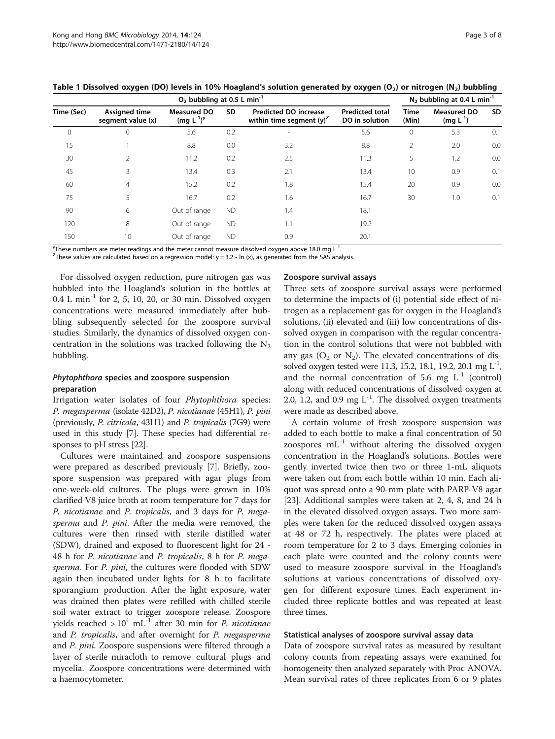**Table 1 Dissolved oxygen (DO) levels in 10% Hoagland's solution generated by oxygen ($O_2$) or nitrogen ($N_2$) bubbling**

| $O_2$ bubbling at 0.5 L $min^{-1}$ | | | | | | $N_2$ bubbling at 0.4 L $min^{-1}$ | | |
|---|---|---|---|---|---|---|---|---|
| Time (Sec) | Assigned time segment value (x) | Measured DO (mg $L^{-1}$)[y] | SD | Predicted DO increase within time segment (y)[z] | Predicted total DO in solution | Time (Min) | Measured DO (mg $L^{-1}$) | SD |
| 0 | 0 | 5.6 | 0.2 | - | 5.6 | 0 | 5.3 | 0.1 |
| 15 | 1 | 8.8 | 0.0 | 3.2 | 8.8 | 2 | 2.0 | 0.0 |
| 30 | 2 | 11.2 | 0.2 | 2.5 | 11.3 | 5 | 1.2 | 0.0 |
| 45 | 3 | 13.4 | 0.3 | 2.1 | 13.4 | 10 | 0.9 | 0.1 |
| 60 | 4 | 15.2 | 0.2 | 1.8 | 15.4 | 20 | 0.9 | 0.0 |
| 75 | 5 | 16.7 | 0.2 | 1.6 | 16.7 | 30 | 1.0 | 0.1 |
| 90 | 6 | Out of range | ND | 1.4 | 18.1 | | | |
| 120 | 8 | Out of range | ND | 1.1 | 19.2 | | | |
| 150 | 10 | Out of range | ND | 0.9 | 20.1 | | | |

[y]These numbers are meter readings and the meter cannot measure dissolved oxygen above 18.0 mg $L^{-1}$.
[z]These values are calculated based on a regression model: $y = 3.2 - \ln(x)$, as generated from the SAS analysis.

For dissolved oxygen reduction, pure nitrogen gas was bubbled into the Hoagland's solution in the bottles at 0.4 L $min^{-1}$ for 2, 5, 10, 20, or 30 min. Dissolved oxygen concentrations were measured immediately after bubbling subsequently selected for the zoospore survival studies. Similarly, the dynamics of dissolved oxygen concentration in the solutions was tracked following the $N_2$ bubbling.

### *Phytophthora* species and zoospore suspension preparation

Irrigation water isolates of four *Phytophthora* species: *P. megasperma* (isolate 42D2), *P. nicotianae* (45H1), *P. pini* (previously, *P. citricola*, 43H1) and *P. tropicalis* (7G9) were used in this study [7]. These species had differential responses to pH stress [22].

Cultures were maintained and zoospore suspensions were prepared as described previously [7]. Briefly, zoospore suspension was prepared with agar plugs from one-week-old cultures. The plugs were grown in 10% clarified V8 juice broth at room temperature for 7 days for *P. nicotianae* and *P. tropicalis*, and 3 days for *P. megasperma* and *P. pini*. After the media were removed, the cultures were then rinsed with sterile distilled water (SDW), drained and exposed to fluorescent light for 24 - 48 h for *P. nicotianae* and *P. tropicalis*, 8 h for *P. megasperma*. For *P. pini*, the cultures were flooded with SDW again then incubated under lights for 8 h to facilitate sporangium production. After the light exposure, water was drained then plates were refilled with chilled sterile soil water extract to trigger zoospore release. Zoospore yields reached > $10^4$ $mL^{-1}$ after 30 min for *P. nicotianae* and *P. tropicalis*, and after overnight for *P. megasperma* and *P. pini*. Zoospore suspensions were filtered through a layer of sterile miracloth to remove cultural plugs and mycelia. Zoospore concentrations were determined with a haemocytometer.

### Zoospore survival assays

Three sets of zoospore survival assays were performed to determine the impacts of (i) potential side effect of nitrogen as a replacement gas for oxygen in the Hoagland's solutions, (ii) elevated and (iii) low concentrations of dissolved oxygen in comparison with the regular concentration in the control solutions that were not bubbled with any gas ($O_2$ or $N_2$). The elevated concentrations of dissolved oxygen tested were 11.3, 15.2, 18.1, 19.2, 20.1 mg $L^{-1}$, and the normal concentration of 5.6 mg $L^{-1}$ (control) along with reduced concentrations of dissolved oxygen at 2.0, 1.2, and 0.9 mg $L^{-1}$. The dissolved oxygen treatments were made as described above.

A certain volume of fresh zoospore suspension was added to each bottle to make a final concentration of 50 zoospores $mL^{-1}$ without altering the dissolved oxygen concentration in the Hoagland's solutions. Bottles were gently inverted twice then two or three 1-mL aliquots were taken out from each bottle within 10 min. Each aliquot was spread onto a 90-mm plate with PARP-V8 agar [23]. Additional samples were taken at 2, 4, 8, and 24 h in the elevated dissolved oxygen assays. Two more samples were taken for the reduced dissolved oxygen assays at 48 or 72 h, respectively. The plates were placed at room temperature for 2 to 3 days. Emerging colonies in each plate were counted and the colony counts were used to measure zoospore survival in the Hoagland's solutions at various concentrations of dissolved oxygen for different exposure times. Each experiment included three replicate bottles and was repeated at least three times.

### Statistical analyses of zoospore survival assay data

Data of zoospore survival rates as measured by resultant colony counts from repeating assays were examined for homogeneity then analyzed separately with Proc ANOVA. Mean survival rates of three replicates from 6 or 9 plates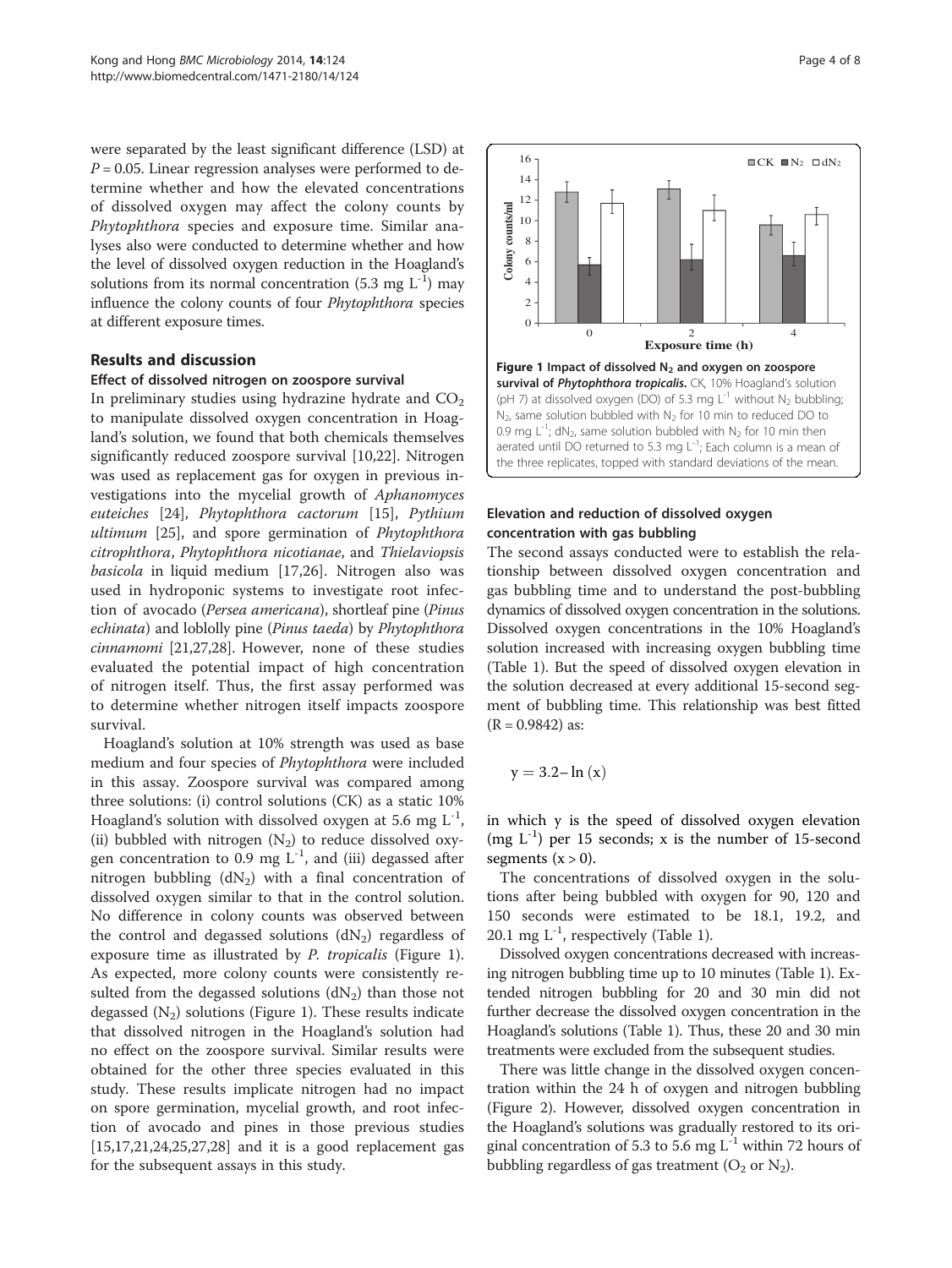were separated by the least significant difference (LSD) at $P = 0.05$. Linear regression analyses were performed to determine whether and how the elevated concentrations of dissolved oxygen may affect the colony counts by *Phytophthora* species and exposure time. Similar analyses also were conducted to determine whether and how the level of dissolved oxygen reduction in the Hoagland's solutions from its normal concentration (5.3 mg $L^{-1}$) may influence the colony counts of four *Phytophthora* species at different exposure times.

## Results and discussion

### Effect of dissolved nitrogen on zoospore survival

In preliminary studies using hydrazine hydrate and $CO_2$ to manipulate dissolved oxygen concentration in Hoagland's solution, we found that both chemicals themselves significantly reduced zoospore survival [10,22]. Nitrogen was used as replacement gas for oxygen in previous investigations into the mycelial growth of *Aphanomyces euteiches* [24], *Phytophthora cactorum* [15], *Pythium ultimum* [25], and spore germination of *Phytophthora citrophthora*, *Phytophthora nicotianae*, and *Thielaviopsis basicola* in liquid medium [17,26]. Nitrogen also was used in hydroponic systems to investigate root infection of avocado (*Persea americana*), shortleaf pine (*Pinus echinata*) and loblolly pine (*Pinus taeda*) by *Phytophthora cinnamomi* [21,27,28]. However, none of these studies evaluated the potential impact of high concentration of nitrogen itself. Thus, the first assay performed was to determine whether nitrogen itself impacts zoospore survival.

Hoagland's solution at 10% strength was used as base medium and four species of *Phytophthora* were included in this assay. Zoospore survival was compared among three solutions: (i) control solutions (CK) as a static 10% Hoagland's solution with dissolved oxygen at 5.6 mg $L^{-1}$, (ii) bubbled with nitrogen ($N_2$) to reduce dissolved oxygen concentration to 0.9 mg $L^{-1}$, and (iii) degassed after nitrogen bubbling ($dN_2$) with a final concentration of dissolved oxygen similar to that in the control solution. No difference in colony counts was observed between the control and degassed solutions ($dN_2$) regardless of exposure time as illustrated by *P. tropicalis* (Figure 1). As expected, more colony counts were consistently resulted from the degassed solutions ($dN_2$) than those not degassed ($N_2$) solutions (Figure 1). These results indicate that dissolved nitrogen in the Hoagland's solution had no effect on the zoospore survival. Similar results were obtained for the other three species evaluated in this study. These results implicate nitrogen had no impact on spore germination, mycelial growth, and root infection of avocado and pines in those previous studies [15,17,21,24,25,27,28] and it is a good replacement gas for the subsequent assays in this study.

**Figure 1 Impact of dissolved $N_2$ and oxygen on zoospore survival of *Phytophthora tropicalis*.** CK, 10% Hoagland's solution (pH 7) at dissolved oxygen (DO) of 5.3 mg $L^{-1}$ without $N_2$ bubbling; $N_2$, same solution bubbled with $N_2$ for 10 min to reduced DO to 0.9 mg $L^{-1}$; $dN_2$, same solution bubbled with $N_2$ for 10 min then aerated until DO returned to 5.3 mg $L^{-1}$; Each column is a mean of the three replicates, topped with standard deviations of the mean.

### Elevation and reduction of dissolved oxygen concentration with gas bubbling

The second assays conducted were to establish the relationship between dissolved oxygen concentration and gas bubbling time and to understand the post-bubbling dynamics of dissolved oxygen concentration in the solutions. Dissolved oxygen concentrations in the 10% Hoagland's solution increased with increasing oxygen bubbling time (Table 1). But the speed of dissolved oxygen elevation in the solution decreased at every additional 15-second segment of bubbling time. This relationship was best fitted ($R = 0.9842$) as:

$$y = 3.2 - \ln(x)$$

in which y is the speed of dissolved oxygen elevation (mg $L^{-1}$) per 15 seconds; x is the number of 15-second segments ($x > 0$).

The concentrations of dissolved oxygen in the solutions after being bubbled with oxygen for 90, 120 and 150 seconds were estimated to be 18.1, 19.2, and 20.1 mg $L^{-1}$, respectively (Table 1).

Dissolved oxygen concentrations decreased with increasing nitrogen bubbling time up to 10 minutes (Table 1). Extended nitrogen bubbling for 20 and 30 min did not further decrease the dissolved oxygen concentration in the Hoagland's solutions (Table 1). Thus, these 20 and 30 min treatments were excluded from the subsequent studies.

There was little change in the dissolved oxygen concentration within the 24 h of oxygen and nitrogen bubbling (Figure 2). However, dissolved oxygen concentration in the Hoagland's solutions was gradually restored to its original concentration of 5.3 to 5.6 mg $L^{-1}$ within 72 hours of bubbling regardless of gas treatment ($O_2$ or $N_2$).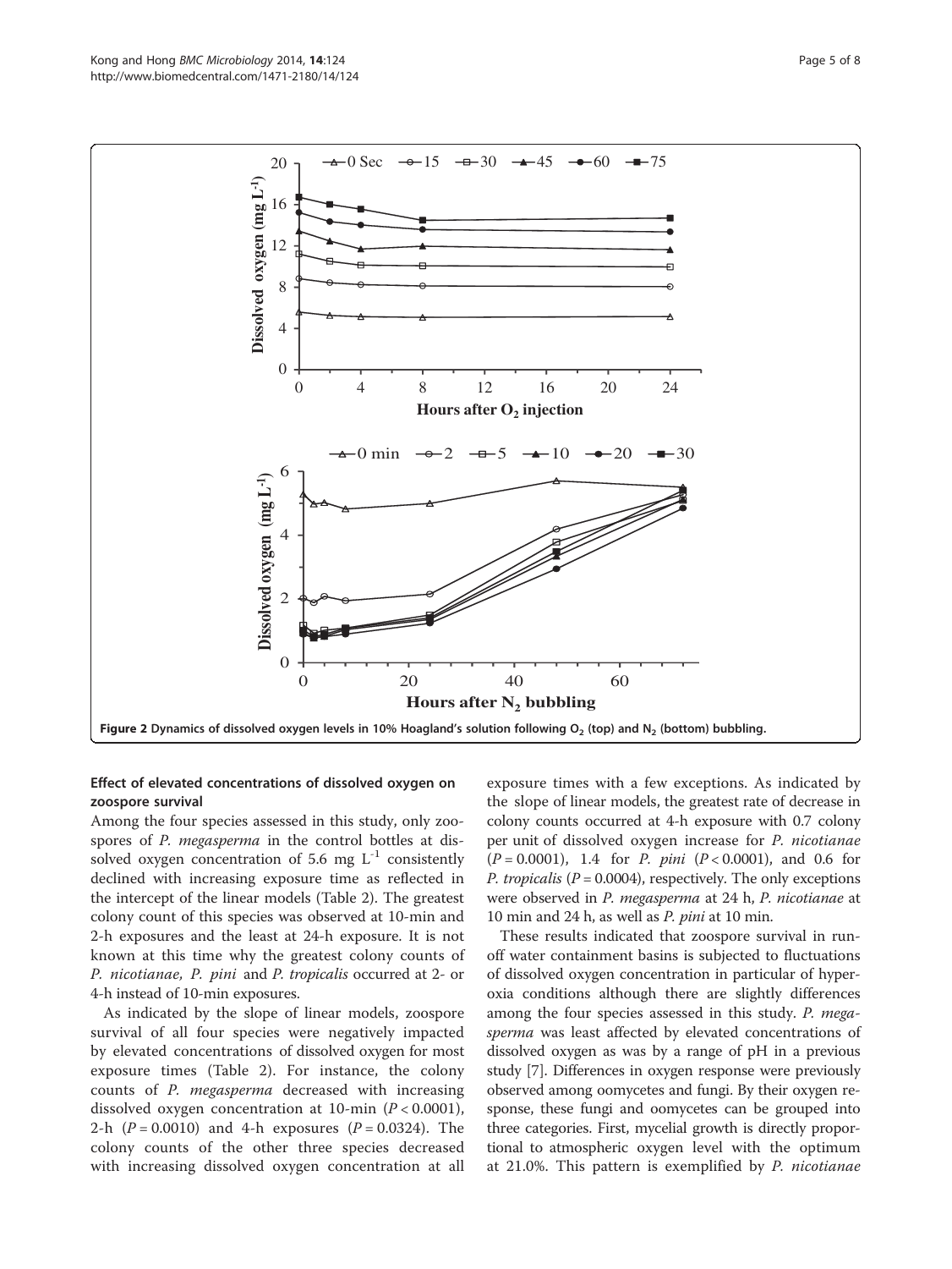Figure 2 Dynamics of dissolved oxygen levels in 10% Hoagland's solution following $O_2$ (top) and $N_2$ (bottom) bubbling.

### Effect of elevated concentrations of dissolved oxygen on zoospore survival

Among the four species assessed in this study, only zoospores of *P. megasperma* in the control bottles at dissolved oxygen concentration of 5.6 mg $L^{-1}$ consistently declined with increasing exposure time as reflected in the intercept of the linear models (Table 2). The greatest colony count of this species was observed at 10-min and 2-h exposures and the least at 24-h exposure. It is not known at this time why the greatest colony counts of *P. nicotianae*, *P. pini* and *P. tropicalis* occurred at 2- or 4-h instead of 10-min exposures.

As indicated by the slope of linear models, zoospore survival of all four species were negatively impacted by elevated concentrations of dissolved oxygen for most exposure times (Table 2). For instance, the colony counts of *P. megasperma* decreased with increasing dissolved oxygen concentration at 10-min ($P < 0.0001$), 2-h ($P = 0.0010$) and 4-h exposures ($P = 0.0324$). The colony counts of the other three species decreased with increasing dissolved oxygen concentration at all exposure times with a few exceptions. As indicated by the slope of linear models, the greatest rate of decrease in colony counts occurred at 4-h exposure with 0.7 colony per unit of dissolved oxygen increase for *P. nicotianae* ($P = 0.0001$), 1.4 for *P. pini* ($P < 0.0001$), and 0.6 for *P. tropicalis* ($P = 0.0004$), respectively. The only exceptions were observed in *P. megasperma* at 24 h, *P. nicotianae* at 10 min and 24 h, as well as *P. pini* at 10 min.

These results indicated that zoospore survival in runoff water containment basins is subjected to fluctuations of dissolved oxygen concentration in particular of hyperoxia conditions although there are slightly differences among the four species assessed in this study. *P. megasperma* was least affected by elevated concentrations of dissolved oxygen as was by a range of pH in a previous study [7]. Differences in oxygen response were previously observed among oomycetes and fungi. By their oxygen response, these fungi and oomycetes can be grouped into three categories. First, mycelial growth is directly proportional to atmospheric oxygen level with the optimum at 21.0%. This pattern is exemplified by *P. nicotianae*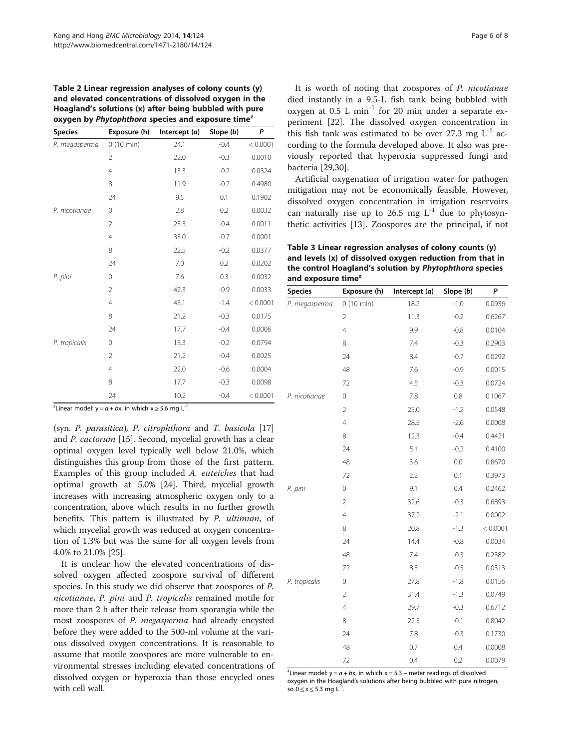**Table 2 Linear regression analyses of colony counts (y) and elevated concentrations of dissolved oxygen in the Hoagland's solutions (x) after being bubbled with pure oxygen by *Phytophthora* species and exposure time[z]**

| Species | Exposure (h) | Intercept (*a*) | Slope (*b*) | *P* |
|---|---|---|---|---|
| *P. megasperma* | 0 (10 min) | 24.1 | -0.4 | < 0.0001 |
| | 2 | 22.0 | -0.3 | 0.0010 |
| | 4 | 15.3 | -0.2 | 0.0324 |
| | 8 | 11.9 | -0.2 | 0.4980 |
| | 24 | 9.5 | 0.1 | 0.1902 |
| *P. nicotianae* | 0 | 2.8 | 0.2 | 0.0032 |
| | 2 | 23.5 | -0.4 | 0.0011 |
| | 4 | 33.0 | -0.7 | 0.0001 |
| | 8 | 22.5 | -0.2 | 0.0377 |
| | 24 | 7.0 | 0.2 | 0.0202 |
| *P. pini* | 0 | 7.6 | 0.3 | 0.0032 |
| | 2 | 42.3 | -0.9 | 0.0033 |
| | 4 | 43.1 | -1.4 | < 0.0001 |
| | 8 | 21.2 | -0.3 | 0.0175 |
| | 24 | 17.7 | -0.4 | 0.0006 |
| *P. tropicalis* | 0 | 13.3 | -0.2 | 0.0794 |
| | 2 | 21.2 | -0.4 | 0.0025 |
| | 4 | 22.0 | -0.6 | 0.0004 |
| | 8 | 17.7 | -0.3 | 0.0098 |
| | 24 | 10.2 | -0.4 | < 0.0001 |

[z]Linear model: $y = a + bx$, in which $x \geq 5.6$ mg $L^{-1}$.

(syn. *P. parasitica*), *P. citrophthora* and *T. basicola* [17] and *P. cactorum* [15]. Second, mycelial growth has a clear optimal oxygen level typically well below 21.0%, which distinguishes this group from those of the first pattern. Examples of this group included *A. euteiches* that had optimal growth at 5.0% [24]. Third, mycelial growth increases with increasing atmospheric oxygen only to a concentration, above which results in no further growth benefits. This pattern is illustrated by *P. ultimum*, of which mycelial growth was reduced at oxygen concentration of 1.3% but was the same for all oxygen levels from 4.0% to 21.0% [25].

It is unclear how the elevated concentrations of dissolved oxygen affected zoospore survival of different species. In this study we did observe that zoospores of *P. nicotianae*, *P. pini* and *P. tropicalis* remained motile for more than 2 h after their release from sporangia while the most zoospores of *P. megasperma* had already encysted before they were added to the 500-ml volume at the various dissolved oxygen concentrations. It is reasonable to assume that motile zoospores are more vulnerable to environmental stresses including elevated concentrations of dissolved oxygen or hyperoxia than those encycled ones with cell wall.

It is worth of noting that zoospores of *P. nicotianae* died instantly in a 9.5-L fish tank being bubbled with oxygen at 0.5 L $min^{-1}$ for 20 min under a separate experiment [22]. The dissolved oxygen concentration in this fish tank was estimated to be over 27.3 mg $L^{-1}$ according to the formula developed above. It also was previously reported that hyperoxia suppressed fungi and bacteria [29,30].

Artificial oxygenation of irrigation water for pathogen mitigation may not be economically feasible. However, dissolved oxygen concentration in irrigation reservoirs can naturally rise up to 26.5 mg $L^{-1}$ due to phytosynthetic activities [13]. Zoospores are the principal, if not

**Table 3 Linear regression analyses of colony counts (y) and levels (x) of dissolved oxygen reduction from that in the control Hoagland's solution by *Phytophthora* species and exposure time[z]**

| Species | Exposure (h) | Intercept (*a*) | Slope (*b*) | *P* |
|---|---|---|---|---|
| *P. megasperma* | 0 (10 min) | 18.2 | -1.0 | 0.0936 |
| | 2 | 11.3 | -0.2 | 0.6267 |
| | 4 | 9.9 | -0.8 | 0.0104 |
| | 8 | 7.4 | -0.3 | 0.2903 |
| | 24 | 8.4 | -0.7 | 0.0292 |
| | 48 | 7.6 | -0.9 | 0.0015 |
| | 72 | 4.5 | -0.3 | 0.0724 |
| *P. nicotianae* | 0 | 7.8 | 0.8 | 0.1067 |
| | 2 | 25.0 | -1.2 | 0.0548 |
| | 4 | 28.5 | -2.6 | 0.0008 |
| | 8 | 12.3 | -0.4 | 0.4421 |
| | 24 | 5.1 | -0.2 | 0.4100 |
| | 48 | 3.6 | 0.0 | 0.8670 |
| | 72 | 2.2 | 0.1 | 0.3973 |
| *P. pini* | 0 | 9.1 | 0.4 | 0.2462 |
| | 2 | 32.6 | -0.3 | 0.6893 |
| | 4 | 37.2 | -2.1 | 0.0002 |
| | 8 | 20.8 | -1.3 | < 0.0001 |
| | 24 | 14.4 | -0.8 | 0.0034 |
| | 48 | 7.4 | -0.3 | 0.2382 |
| | 72 | 8.3 | -0.5 | 0.0313 |
| *P. tropicalis* | 0 | 27.8 | -1.8 | 0.0156 |
| | 2 | 31.4 | -1.3 | 0.0749 |
| | 4 | 29.7 | -0.3 | 0.6712 |
| | 8 | 22.5 | -0.1 | 0.8042 |
| | 24 | 7.8 | -0.3 | 0.1730 |
| | 48 | 0.7 | 0.4 | 0.0008 |
| | 72 | 0.4 | 0.2 | 0.0079 |

[z]Linear model: $y = a + bx$, in which $x = 5.3$ – meter readings of dissolved oxygen in the Hoagland's solutions after being bubbled with pure nitrogen, so $0 \leq x \leq 5.3$ mg $L^{-1}$.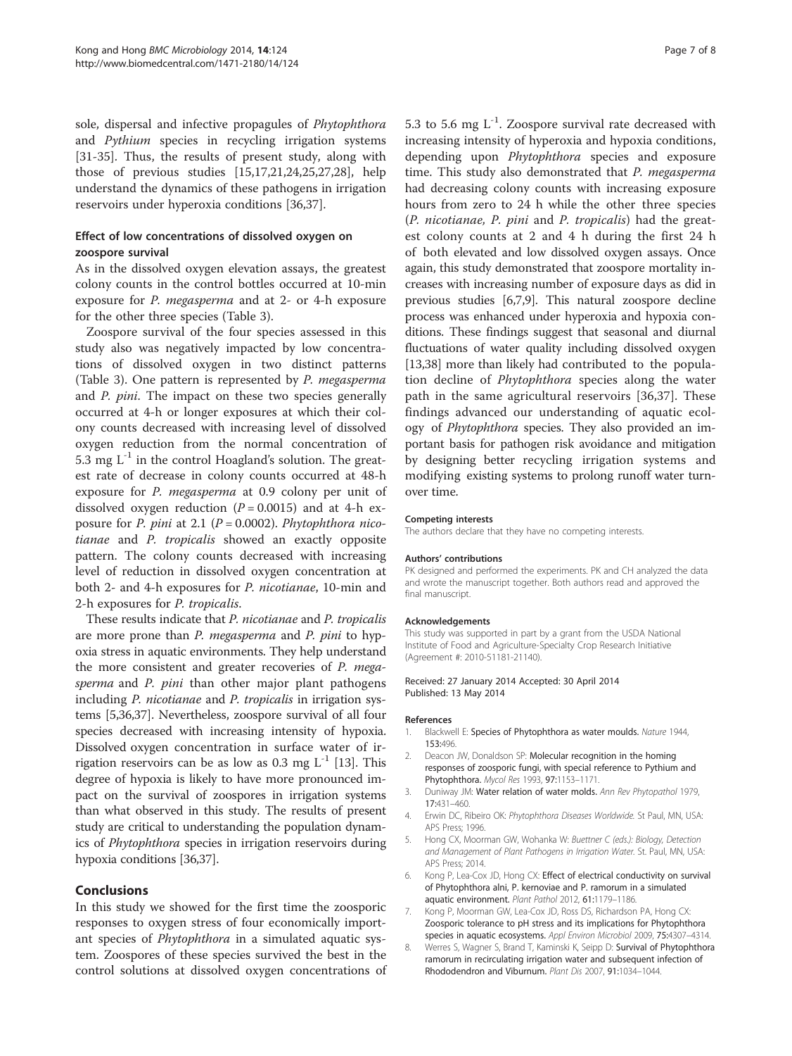sole, dispersal and infective propagules of *Phytophthora* and *Pythium* species in recycling irrigation systems [31-35]. Thus, the results of present study, along with those of previous studies [15,17,21,24,25,27,28], help understand the dynamics of these pathogens in irrigation reservoirs under hyperoxia conditions [36,37].

### Effect of low concentrations of dissolved oxygen on zoospore survival

As in the dissolved oxygen elevation assays, the greatest colony counts in the control bottles occurred at 10-min exposure for *P. megasperma* and at 2- or 4-h exposure for the other three species (Table 3).

Zoospore survival of the four species assessed in this study also was negatively impacted by low concentrations of dissolved oxygen in two distinct patterns (Table 3). One pattern is represented by *P. megasperma* and *P. pini*. The impact on these two species generally occurred at 4-h or longer exposures at which their colony counts decreased with increasing level of dissolved oxygen reduction from the normal concentration of 5.3 mg $L^{-1}$ in the control Hoagland's solution. The greatest rate of decrease in colony counts occurred at 48-h exposure for *P. megasperma* at 0.9 colony per unit of dissolved oxygen reduction ($P = 0.0015$) and at 4-h exposure for *P. pini* at 2.1 ($P = 0.0002$). *Phytophthora nicotianae* and *P. tropicalis* showed an exactly opposite pattern. The colony counts decreased with increasing level of reduction in dissolved oxygen concentration at both 2- and 4-h exposures for *P. nicotianae*, 10-min and 2-h exposures for *P. tropicalis*.

These results indicate that *P. nicotianae* and *P. tropicalis* are more prone than *P. megasperma* and *P. pini* to hypoxia stress in aquatic environments. They help understand the more consistent and greater recoveries of *P. megasperma* and *P. pini* than other major plant pathogens including *P. nicotianae* and *P. tropicalis* in irrigation systems [5,36,37]. Nevertheless, zoospore survival of all four species decreased with increasing intensity of hypoxia. Dissolved oxygen concentration in surface water of irrigation reservoirs can be as low as 0.3 mg $L^{-1}$ [13]. This degree of hypoxia is likely to have more pronounced impact on the survival of zoospores in irrigation systems than what observed in this study. The results of present study are critical to understanding the population dynamics of *Phytophthora* species in irrigation reservoirs during hypoxia conditions [36,37].

## Conclusions

In this study we showed for the first time the zoosporic responses to oxygen stress of four economically important species of *Phytophthora* in a simulated aquatic system. Zoospores of these species survived the best in the control solutions at dissolved oxygen concentrations of 5.3 to 5.6 mg $L^{-1}$. Zoospore survival rate decreased with increasing intensity of hyperoxia and hypoxia conditions, depending upon *Phytophthora* species and exposure time. This study also demonstrated that *P. megasperma* had decreasing colony counts with increasing exposure hours from zero to 24 h while the other three species (*P. nicotianae, P. pini* and *P. tropicalis*) had the greatest colony counts at 2 and 4 h during the first 24 h of both elevated and low dissolved oxygen assays. Once again, this study demonstrated that zoospore mortality increases with increasing number of exposure days as did in previous studies [6,7,9]. This natural zoospore decline process was enhanced under hyperoxia and hypoxia conditions. These findings suggest that seasonal and diurnal fluctuations of water quality including dissolved oxygen [13,38] more than likely had contributed to the population decline of *Phytophthora* species along the water path in the same agricultural reservoirs [36,37]. These findings advanced our understanding of aquatic ecology of *Phytophthora* species. They also provided an important basis for pathogen risk avoidance and mitigation by designing better recycling irrigation systems and modifying existing systems to prolong runoff water turnover time.

#### Competing interests

The authors declare that they have no competing interests.

#### Authors' contributions

PK designed and performed the experiments. PK and CH analyzed the data and wrote the manuscript together. Both authors read and approved the final manuscript.

#### Acknowledgements

This study was supported in part by a grant from the USDA National Institute of Food and Agriculture-Specialty Crop Research Initiative (Agreement #: 2010-51181-21140).

Received: 27 January 2014 Accepted: 30 April 2014
Published: 13 May 2014

## References

1. Blackwell E: **Species of Phytophthora as water moulds.** *Nature* 1944, **153:**496.
2. Deacon JW, Donaldson SP: **Molecular recognition in the homing responses of zoosporic fungi, with special reference to Pythium and Phytophthora.** *Mycol Res* 1993, **97:**1153–1171.
3. Duniway JM: **Water relation of water molds.** *Ann Rev Phytopathol* 1979, **17:**431–460.
4. Erwin DC, Ribeiro OK: *Phytophthora Diseases Worldwide.* St Paul, MN, USA: APS Press; 1996.
5. Hong CX, Moorman GW, Wohanka W: *Buettner C (eds.): Biology, Detection and Management of Plant Pathogens in Irrigation Water.* St. Paul, MN, USA: APS Press; 2014.
6. Kong P, Lea-Cox JD, Hong CX: **Effect of electrical conductivity on survival of Phytophthora alni, P. kernoviae and P. ramorum in a simulated aquatic environment.** *Plant Pathol* 2012, **61:**1179–1186.
7. Kong P, Moorman GW, Lea-Cox JD, Ross DS, Richardson PA, Hong CX: **Zoosporic tolerance to pH stress and its implications for Phytophthora species in aquatic ecosystems.** *Appl Environ Microbiol* 2009, **75:**4307–4314.
8. Werres S, Wagner S, Brand T, Kaminski K, Seipp D: **Survival of Phytophthora ramorum in recirculating irrigation water and subsequent infection of Rhododendron and Viburnum.** *Plant Dis* 2007, **91:**1034–1044.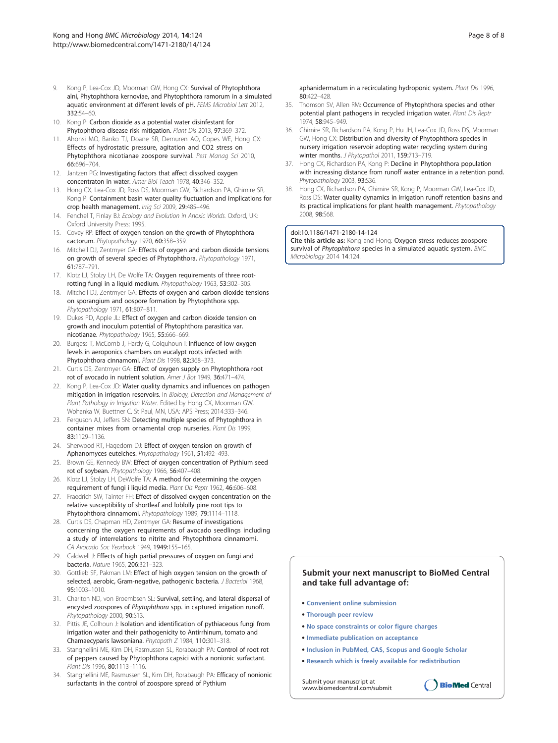9. Kong P, Lea-Cox JD, Moorman GW, Hong CX: Survival of Phytophthora alni, Phytophthora kernoviae, and Phytophthora ramorum in a simulated aquatic environment at different levels of pH. *FEMS Microbiol Lett* 2012, **332:**54–60.
10. Kong P: Carbon dioxide as a potential water disinfestant for Phytophthora disease risk mitigation. *Plant Dis* 2013, **97:**369–372.
11. Ahonsi MO, Banko TJ, Doane SR, Demuren AO, Copes WE, Hong CX: Effects of hydrostatic pressure, agitation and CO2 stress on Phytophthora nicotianae zoospore survival. *Pest Manag Sci* 2010, **66:**696–704.
12. Jantzen PG: Investigating factors that affect dissolved oxygen concentraton in water. *Amer Biol Teach* 1978, **40:**346–352.
13. Hong CX, Lea-Cox JD, Ross DS, Moorman GW, Richardson PA, Ghimire SR, Kong P: Containment basin water quality fluctuation and implications for crop health management. *Irrig Sci* 2009, **29:**485–496.
14. Fenchel T, Finlay BJ: *Ecology and Evolution in Anoxic Worlds.* Oxford, UK: Oxford University Press; 1995.
15. Covey RP: Effect of oxygen tension on the growth of Phytophthora cactorum. *Phytopathology* 1970, **60:**358–359.
16. Mitchell DJ, Zentmyer GA: Effects of oxygen and carbon dioxide tensions on growth of several species of Phytophthora. *Phytopathology* 1971, **61:**787–791.
17. Klotz LJ, Stolzy LH, De Wolfe TA: Oxygen requirements of three root-rotting fungi in a liquid medium. *Phytopathology* 1963, **53:**302–305.
18. Mitchell DJ, Zentmyer GA: Effects of oxygen and carbon dioxide tensions on sporangium and oospore formation by Phytophthora spp. *Phytopathology* 1971, **61:**807–811.
19. Dukes PD, Apple JL: Effect of oxygen and carbon dioxide tension on growth and inoculum potential of Phytophthora parasitica var. nicotianae. *Phytopathology* 1965, **55:**666–669.
20. Burgess T, McComb J, Hardy G, Colquhoun I: Influence of low oxygen levels in aeroponics chambers on eucalypt roots infected with Phytophthora cinnamomi. *Plant Dis* 1998, **82:**368–373.
21. Curtis DS, Zentmyer GA: Effect of oxygen supply on Phytophthora root rot of avocado in nutrient solution. *Amer J Bot* 1949, **36:**471–474.
22. Kong P, Lea-Cox JD: Water quality dynamics and influences on pathogen mitigation in irrigation reservoirs. In *Biology, Detection and Management of Plant Pathology in Irrigation Water.* Edited by Hong CX, Moorman GW, Wohanka W, Buettner C. St Paul, MN, USA: APS Press; 2014:333–346.
23. Ferguson AJ, Jeffers SN: Detecting multiple species of Phytophthora in container mixes from ornamental crop nurseries. *Plant Dis* 1999, **83:**1129–1136.
24. Sherwood RT, Hagedorn DJ: Effect of oxygen tension on growth of Aphanomyces euteiches. *Phytopathology* 1961, **51:**492–493.
25. Brown GE, Kennedy BW: Effect of oxygen concentration of Pythium seed rot of soybean. *Phytopathology* 1966, **56:**407–408.
26. Klotz LJ, Stolzy LH, DeWolfe TA: A method for determining the oxygen requirement of fungi i liquid media. *Plant Dis Reptr* 1962, **46:**606–608.
27. Fraedrich SW, Tainter FH: Effect of dissolved oxygen concentration on the relative susceptibility of shortleaf and loblolly pine root tips to Phytophthora cinnamomi. *Phytopathology* 1989, **79:**1114–1118.
28. Curtis DS, Chapman HD, Zentmyer GA: Resume of investigations concerning the oxygen requirements of avocado seedlings including a study of interrelations to nitrite and Phytophthora cinnamomi. *CA Avocado Soc Yearbook* 1949, **1949:**155–165.
29. Caldwell J: Effects of high partial pressures of oxygen on fungi and bacteria. *Nature* 1965, **206:**321–323.
30. Gottlieb SF, Pakman LM: Effect of high oxygen tension on the growth of selected, aerobic, Gram-negative, pathogenic bacteria. *J Bacteriol* 1968, **95:**1003–1010.
31. Charlton ND, von Broembsen SL: Survival, settling, and lateral dispersal of encysted zoospores of *Phytophthora* spp. in captured irrigation runoff. *Phytopathology* 2000, **90:**S13.
32. Pittis JE, Colhoun J: Isolation and identification of pythiaceous fungi from irrigation water and their pathogenicity to Antirrhinum, tomato and Chamaecyparis lawsoniana. *Phytopath Z* 1984, **110:**301–318.
33. Stanghellini ME, Kim DH, Rasmussen SL, Rorabaugh PA: Control of root rot of peppers caused by Phytophthora capsici with a nonionic surfactant. *Plant Dis* 1996, **80:**1113–1116.
34. Stanghellini ME, Rasmussen SL, Kim DH, Rorabaugh PA: Efficacy of nonionic surfactants in the control of zoospore spread of Pythium aphanidermatum in a recirculating hydroponic system. *Plant Dis* 1996, **80:**422–428.
35. Thomson SV, Allen RM: Occurrence of Phytophthora species and other potential plant pathogens in recycled irrigation water. *Plant Dis Reptr* 1974, **58:**945–949.
36. Ghimire SR, Richardson PA, Kong P, Hu JH, Lea-Cox JD, Ross DS, Moorman GW, Hong CX: Distribution and diversity of Phytophthora species in nursery irrigation reservoir adopting water recycling system during winter months. *J Phytopathol* 2011, **159:**713–719.
37. Hong CX, Richardson PA, Kong P: Decline in Phytophthora population with increasing distance from runoff water entrance in a retention pond. *Phytopathology* 2003, **93:**S36.
38. Hong CX, Richardson PA, Ghimire SR, Kong P, Moorman GW, Lea-Cox JD, Ross DS: Water quality dynamics in irrigation runoff retention basins and its practical implications for plant health management. *Phytopathology* 2008, **98:**S68.

doi:10.1186/1471-2180-14-124
**Cite this article as:** Kong and Hong: Oxygen stress reduces zoospore survival of *Phytophthora* species in a simulated aquatic system. *BMC Microbiology* 2014 14:124.

**Submit your next manuscript to BioMed Central and take full advantage of:**

- Convenient online submission
- Thorough peer review
- No space constraints or color figure charges
- Immediate publication on acceptance
- Inclusion in PubMed, CAS, Scopus and Google Scholar
- Research which is freely available for redistribution

Submit your manuscript at www.biomedcentral.com/submit

BioMed Central